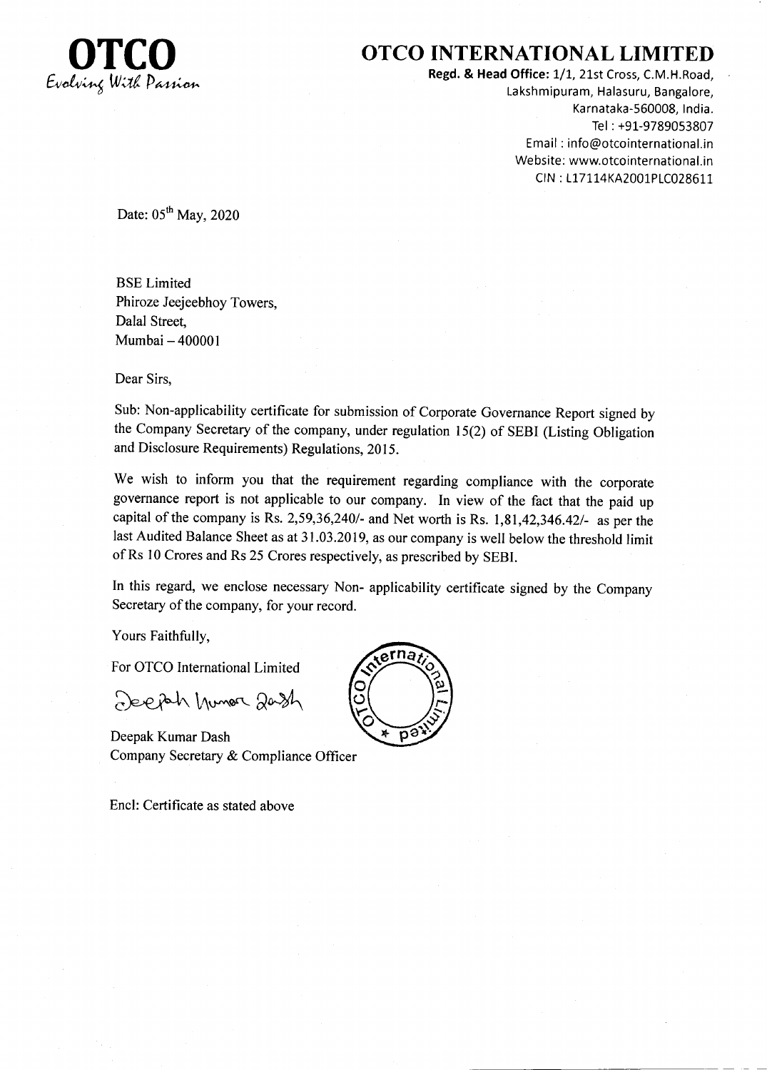**OTCO**
*Evolving With Passion*

# OTCO INTERNATIONAL LIMITED

**Regd. & Head Office:** 1/1, 21st Cross, C.M.H.Road,
Lakshmipuram, Halasuru, Bangalore,
Karnataka-560008, India.
Tel : +91-9789053807
Email : info@otcointernational.in
Website: www.otcointernational.in
CIN : L17114KA2001PLC028611

Date: 05th May, 2020

BSE Limited
Phiroze Jeejeebhoy Towers,
Dalal Street,
Mumbai – 400001

Dear Sirs,

Sub: Non-applicability certificate for submission of Corporate Governance Report signed by the Company Secretary of the company, under regulation 15(2) of SEBI (Listing Obligation and Disclosure Requirements) Regulations, 2015.

We wish to inform you that the requirement regarding compliance with the corporate governance report is not applicable to our company. In view of the fact that the paid up capital of the company is Rs. 2,59,36,240/- and Net worth is Rs. 1,81,42,346.42/- as per the last Audited Balance Sheet as at 31.03.2019, as our company is well below the threshold limit of Rs 10 Crores and Rs 25 Crores respectively, as prescribed by SEBI.

In this regard, we enclose necessary Non- applicability certificate signed by the Company Secretary of the company, for your record.

Yours Faithfully,

For OTCO International Limited

Deepak Kumar Dash

Deepak Kumar Dash
Company Secretary & Compliance Officer

Encl: Certificate as stated above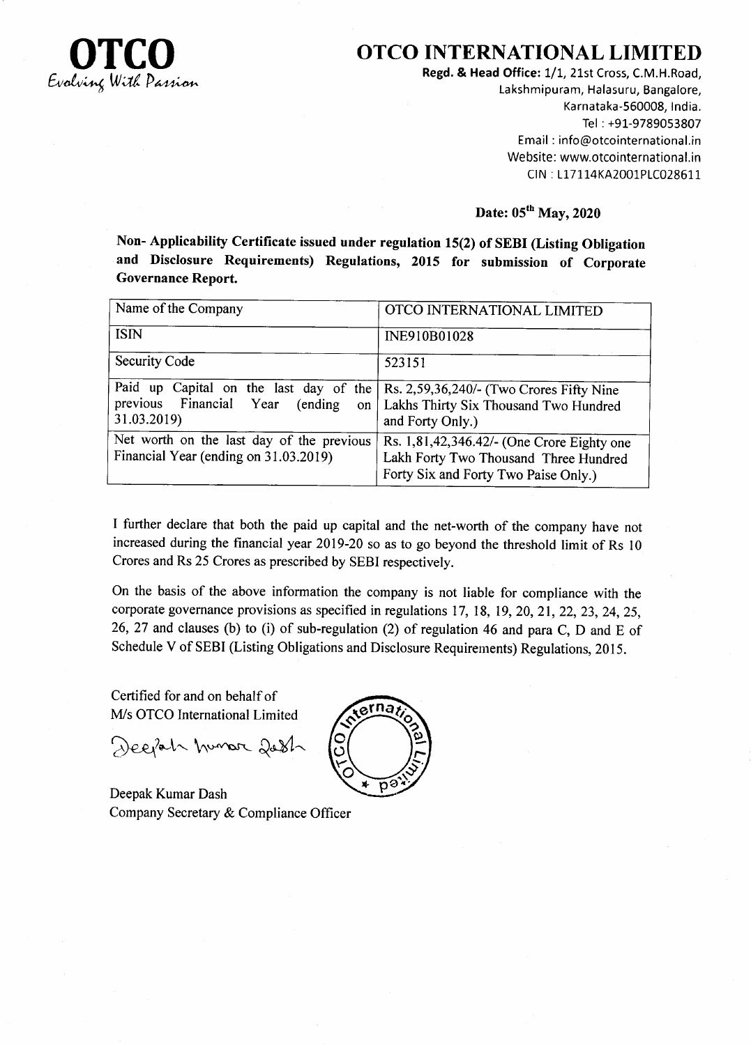# OTCO INTERNATIONAL LIMITED

OTCO
Evolving With Passion

**Regd. & Head Office:** 1/1, 21st Cross, C.M.H.Road,
Lakshmipuram, Halasuru, Bangalore,
Karnataka-560008, India.
Tel : +91-9789053807
Email : info@otcointernational.in
Website: www.otcointernational.in
CIN : L17114KA2001PLC028611

**Date: 05th May, 2020**

**Non- Applicability Certificate issued under regulation 15(2) of SEBI (Listing Obligation and Disclosure Requirements) Regulations, 2015 for submission of Corporate Governance Report.**

| | |
|---|---|
| Name of the Company | OTCO INTERNATIONAL LIMITED |
| ISIN | INE910B01028 |
| Security Code | 523151 |
| Paid up Capital on the last day of the previous Financial Year (ending on 31.03.2019) | Rs. 2,59,36,240/- (Two Crores Fifty Nine Lakhs Thirty Six Thousand Two Hundred and Forty Only.) |
| Net worth on the last day of the previous Financial Year (ending on 31.03.2019) | Rs. 1,81,42,346.42/- (One Crore Eighty one Lakh Forty Two Thousand Three Hundred Forty Six and Forty Two Paise Only.) |

I further declare that both the paid up capital and the net-worth of the company have not increased during the financial year 2019-20 so as to go beyond the threshold limit of Rs 10 Crores and Rs 25 Crores as prescribed by SEBI respectively.

On the basis of the above information the company is not liable for compliance with the corporate governance provisions as specified in regulations 17, 18, 19, 20, 21, 22, 23, 24, 25, 26, 27 and clauses (b) to (i) of sub-regulation (2) of regulation 46 and para C, D and E of Schedule V of SEBI (Listing Obligations and Disclosure Requirements) Regulations, 2015.

Certified for and on behalf of
M/s OTCO International Limited

Deepak Kumar Dash
Company Secretary & Compliance Officer